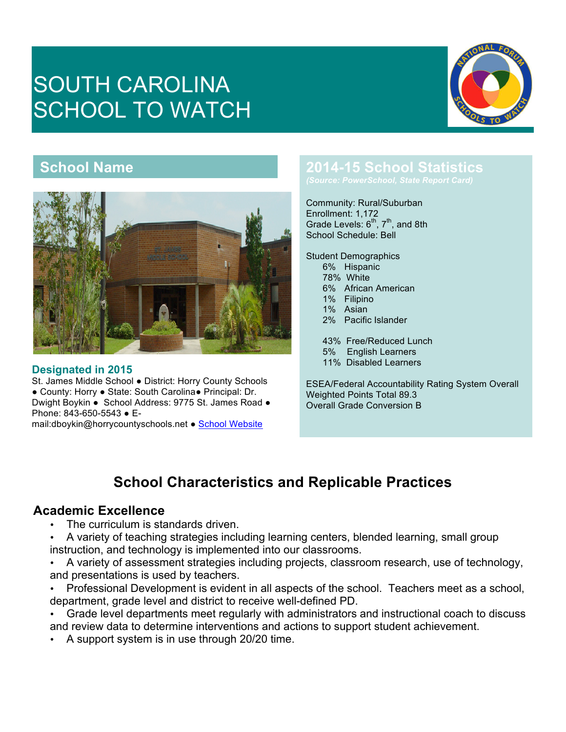# SOUTH CAROLINA SCHOOL TO WATCH

## School Name

### Designated in 2015

St. James Middle School ● District: Horry County Schools ● County: Horry ● State: South Carolina● Principal: Dr. Dwight Boykin ● School Address: 9775 St. James Road ● Phone: 843-650-5543 ● E-mail:dboykin@horrycountyschools.net ● School Website

## 2014-15 School Statistics

*(Source: PowerSchool, State Report Card)*

Community: Rural/Suburban
Enrollment: 1,172
Grade Levels: 6th, 7th, and 8th
School Schedule: Bell

Student Demographics

- 6% Hispanic
- 78% White
- 6% African American
- 1% Filipino
- 1% Asian
- 2% Pacific Islander

- 43% Free/Reduced Lunch
- 5% English Learners
- 11% Disabled Learners

ESEA/Federal Accountability Rating System Overall Weighted Points Total 89.3
Overall Grade Conversion B

## School Characteristics and Replicable Practices

### Academic Excellence

- The curriculum is standards driven.
- A variety of teaching strategies including learning centers, blended learning, small group instruction, and technology is implemented into our classrooms.
- A variety of assessment strategies including projects, classroom research, use of technology, and presentations is used by teachers.
- Professional Development is evident in all aspects of the school. Teachers meet as a school, department, grade level and district to receive well-defined PD.
- Grade level departments meet regularly with administrators and instructional coach to discuss and review data to determine interventions and actions to support student achievement.
- A support system is in use through 20/20 time.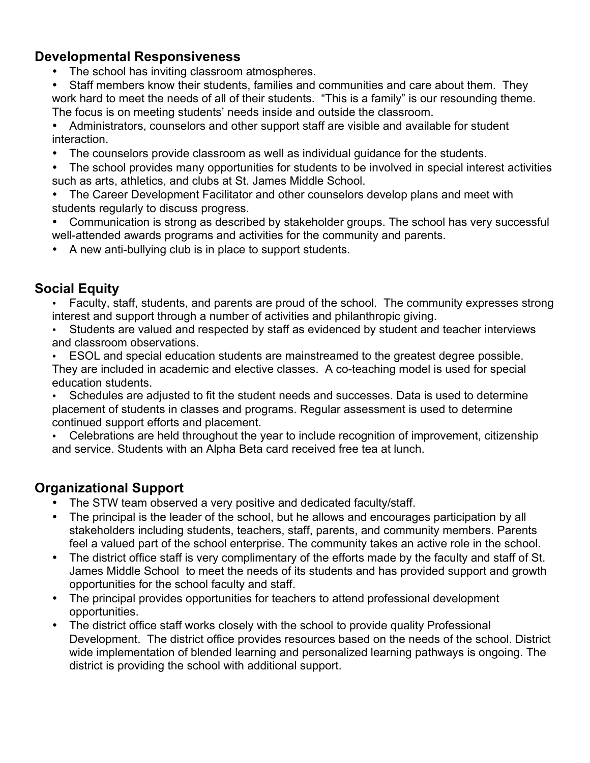## Developmental Responsiveness

- The school has inviting classroom atmospheres.
- Staff members know their students, families and communities and care about them. They work hard to meet the needs of all of their students. "This is a family" is our resounding theme. The focus is on meeting students' needs inside and outside the classroom.
- Administrators, counselors and other support staff are visible and available for student interaction.
- The counselors provide classroom as well as individual guidance for the students.
- The school provides many opportunities for students to be involved in special interest activities such as arts, athletics, and clubs at St. James Middle School.
- The Career Development Facilitator and other counselors develop plans and meet with students regularly to discuss progress.
- Communication is strong as described by stakeholder groups. The school has very successful well-attended awards programs and activities for the community and parents.
- A new anti-bullying club is in place to support students.

## Social Equity

- Faculty, staff, students, and parents are proud of the school. The community expresses strong interest and support through a number of activities and philanthropic giving.
- Students are valued and respected by staff as evidenced by student and teacher interviews and classroom observations.
- ESOL and special education students are mainstreamed to the greatest degree possible. They are included in academic and elective classes. A co-teaching model is used for special education students.
- Schedules are adjusted to fit the student needs and successes. Data is used to determine placement of students in classes and programs. Regular assessment is used to determine continued support efforts and placement.
- Celebrations are held throughout the year to include recognition of improvement, citizenship and service. Students with an Alpha Beta card received free tea at lunch.

## Organizational Support

- The STW team observed a very positive and dedicated faculty/staff.
- The principal is the leader of the school, but he allows and encourages participation by all stakeholders including students, teachers, staff, parents, and community members. Parents feel a valued part of the school enterprise. The community takes an active role in the school.
- The district office staff is very complimentary of the efforts made by the faculty and staff of St. James Middle School to meet the needs of its students and has provided support and growth opportunities for the school faculty and staff.
- The principal provides opportunities for teachers to attend professional development opportunities.
- The district office staff works closely with the school to provide quality Professional Development. The district office provides resources based on the needs of the school. District wide implementation of blended learning and personalized learning pathways is ongoing. The district is providing the school with additional support.